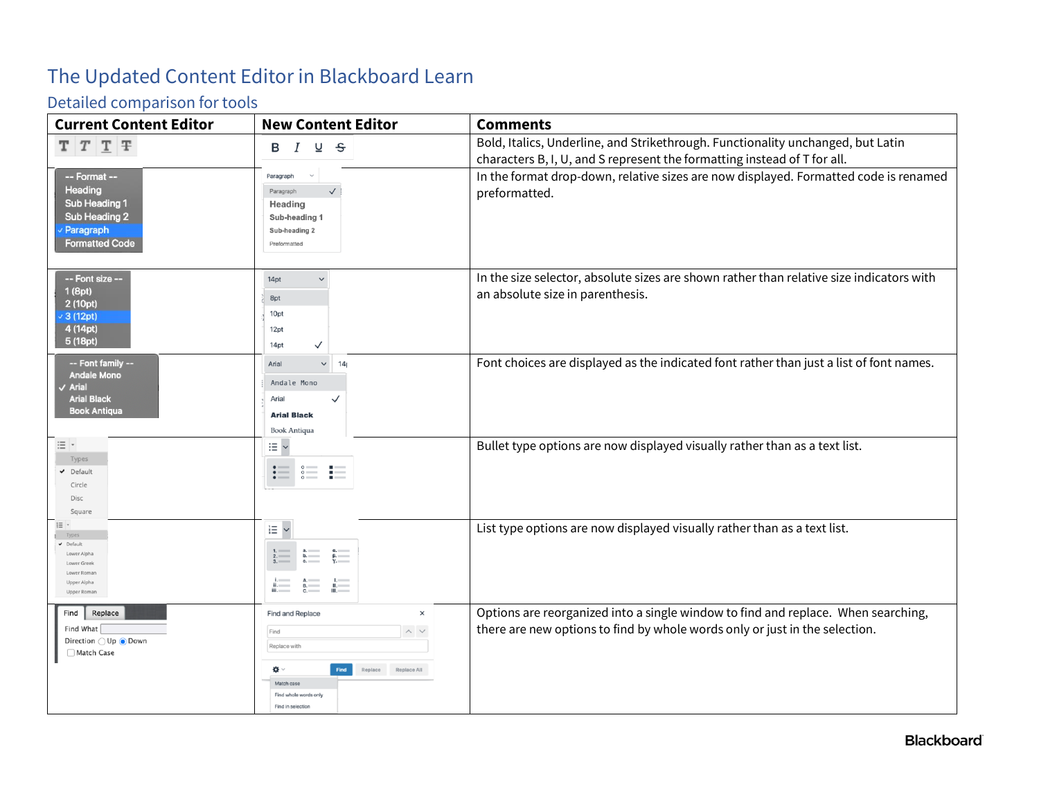# The Updated Content Editor in Blackboard Learn

## Detailed comparison for tools

| Current Content Editor | New Content Editor | Comments |
|---|---|---|
| T T T T | B I U S | Bold, Italics, Underline, and Strikethrough. Functionality unchanged, but Latin characters B, I, U, and S represent the formatting instead of T for all. |
| -- Format -- Heading Sub Heading 1 Sub Heading 2 ✓ Paragraph Formatted Code | Paragraph Paragraph ✓ Heading Sub-heading 1 Sub-heading 2 Preformatted | In the format drop-down, relative sizes are now displayed. Formatted code is renamed preformatted. |
| -- Font size -- 1 (8pt) 2 (10pt) ✓ 3 (12pt) 4 (14pt) 5 (18pt) | 14pt 8pt 10pt 12pt 14pt ✓ | In the size selector, absolute sizes are shown rather than relative size indicators with an absolute size in parenthesis. |
| -- Font family -- Andale Mono ✓ Arial Arial Black Book Antiqua | Arial 14 Andale Mono Arial ✓ Arial Black Book Antiqua | Font choices are displayed as the indicated font rather than just a list of font names. |
| Types ✓ Default Circle Disc Square | | Bullet type options are now displayed visually rather than as a text list. |
| Types ✓ Default Lower Alpha Lower Greek Lower Roman Upper Alpha Upper Roman | | List type options are now displayed visually rather than as a text list. |
| Find Replace Find What Direction ◯ Up ◉ Down ☐ Match Case | Find and Replace × Find Replace with Find Replace Replace All Match case Find whole words only Find in selection | Options are reorganized into a single window to find and replace. When searching, there are new options to find by whole words only or just in the selection. |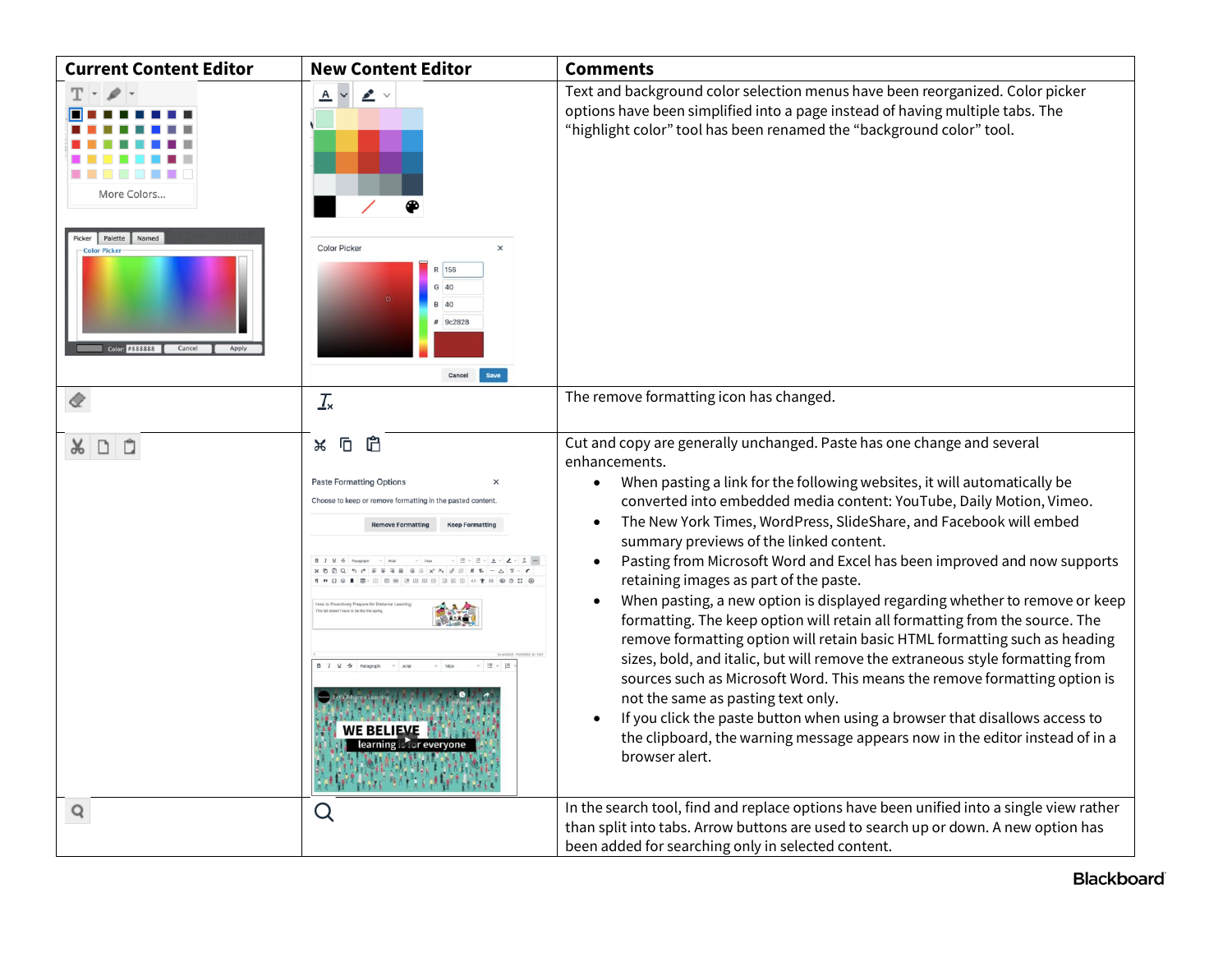| Current Content Editor | New Content Editor | Comments |
|---|---|---|
| | | Text and background color selection menus have been reorganized. Color picker options have been simplified into a page instead of having multiple tabs. The "highlight color" tool has been renamed the "background color" tool. |
| | | The remove formatting icon has changed. |
| | | Cut and copy are generally unchanged. Paste has one change and several enhancements.<br>• When pasting a link for the following websites, it will automatically be converted into embedded media content: YouTube, Daily Motion, Vimeo.<br>• The New York Times, WordPress, SlideShare, and Facebook will embed summary previews of the linked content.<br>• Pasting from Microsoft Word and Excel has been improved and now supports retaining images as part of the paste.<br>• When pasting, a new option is displayed regarding whether to remove or keep formatting. The keep option will retain all formatting from the source. The remove formatting option will retain basic HTML formatting such as heading sizes, bold, and italic, but will remove the extraneous style formatting from sources such as Microsoft Word. This means the remove formatting option is not the same as pasting text only.<br>• If you click the paste button when using a browser that disallows access to the clipboard, the warning message appears now in the editor instead of in a browser alert. |
| | | In the search tool, find and replace options have been unified into a single view rather than split into tabs. Arrow buttons are used to search up or down. A new option has been added for searching only in selected content. |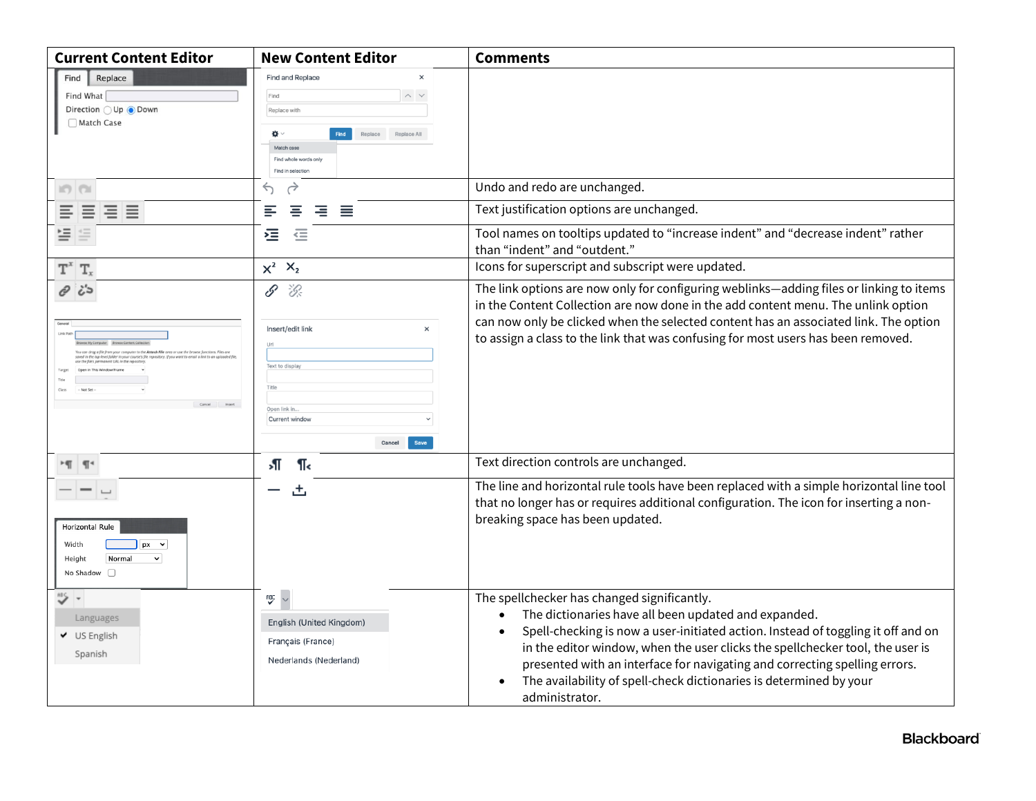| Current Content Editor | New Content Editor | Comments |
|---|---|---|
| Find / Replace; Find What; Direction ○ Up ● Down; ☐ Match Case | Find and Replace ×; Find; Replace with; Find / Replace / Replace All; Match case; Find whole words only; Find in selection | |
| | | Undo and redo are unchanged. |
| | | Text justification options are unchanged. |
| | | Tool names on tooltips updated to “increase indent” and “decrease indent” rather than “indent” and “outdent.” |
| | | Icons for superscript and subscript were updated. |
| General; Link Path; Browse My Computer; Browse Content Collection; Target: Open in This Window/Frame; Title; Class: -- Not Set --; Cancel; Insert | Insert/edit link ×; Url; Text to display; Title; Open link in...: Current window; Cancel; Save | The link options are now only for configuring weblinks—adding files or linking to items in the Content Collection are now done in the add content menu. The unlink option can now only be clicked when the selected content has an associated link. The option to assign a class to the link that was confusing for most users has been removed. |
| | | Text direction controls are unchanged. |
| Horizontal Rule; Width: px; Height: Normal; No Shadow ☐ | | The line and horizontal rule tools have been replaced with a simple horizontal line tool that no longer has or requires additional configuration. The icon for inserting a non-breaking space has been updated. |
| Languages; ✔ US English; Spanish | English (United Kingdom); Français (France); Nederlands (Nederland) | The spellchecker has changed significantly.<br>• The dictionaries have all been updated and expanded.<br>• Spell-checking is now a user-initiated action. Instead of toggling it off and on in the editor window, when the user clicks the spellchecker tool, the user is presented with an interface for navigating and correcting spelling errors.<br>• The availability of spell-check dictionaries is determined by your administrator. |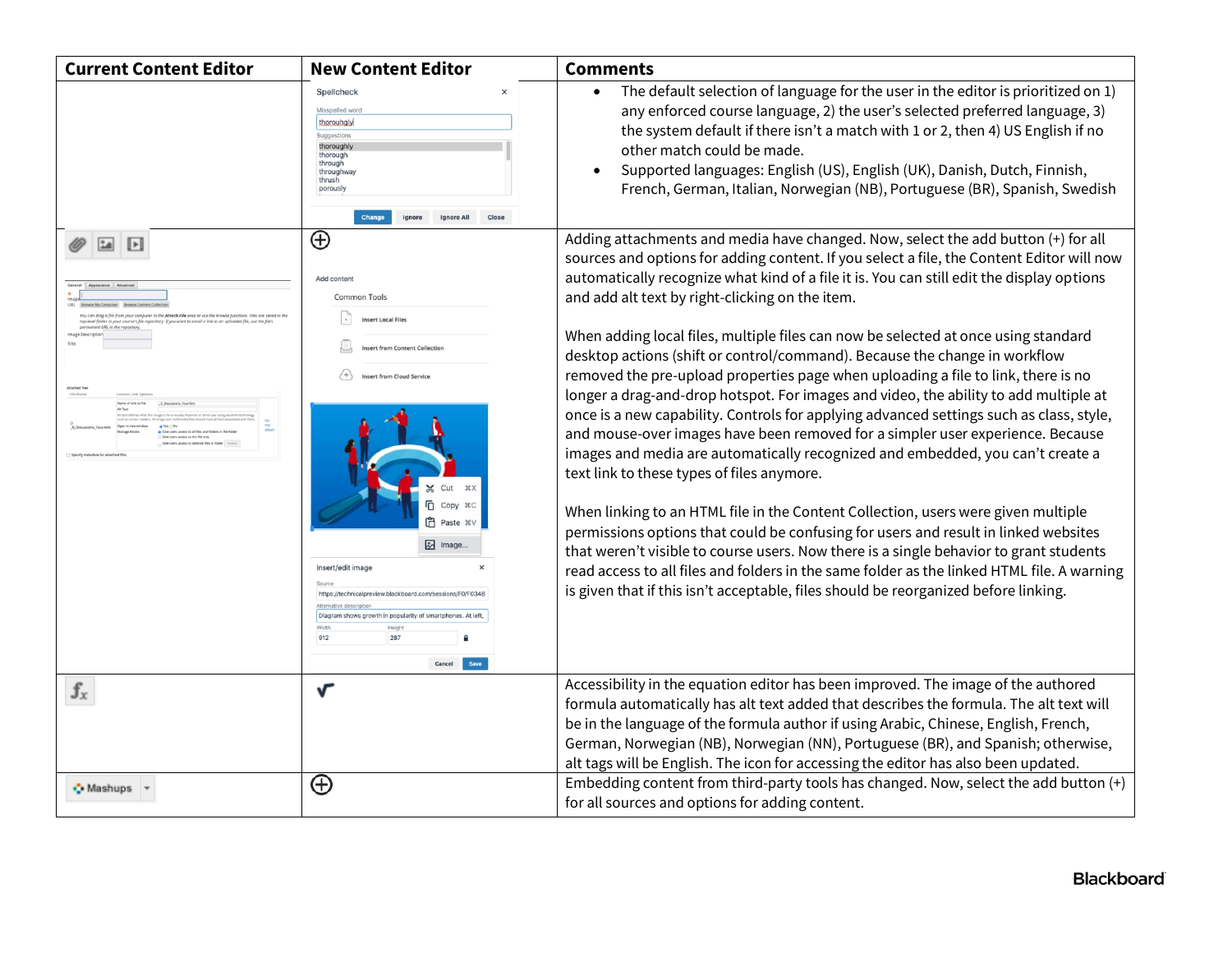| Current Content Editor | New Content Editor | Comments |
| --- | --- | --- |
| | Spellcheck | • The default selection of language for the user in the editor is prioritized on 1) any enforced course language, 2) the user's selected preferred language, 3) the system default if there isn't a match with 1 or 2, then 4) US English if no other match could be made.<br>• Supported languages: English (US), English (UK), Danish, Dutch, Finnish, French, German, Italian, Norwegian (NB), Portuguese (BR), Spanish, Swedish |
| | | Adding attachments and media have changed. Now, select the add button (+) for all sources and options for adding content. If you select a file, the Content Editor will now automatically recognize what kind of a file it is. You can still edit the display options and add alt text by right-clicking on the item.<br><br>When adding local files, multiple files can now be selected at once using standard desktop actions (shift or control/command). Because the change in workflow removed the pre-upload properties page when uploading a file to link, there is no longer a drag-and-drop hotspot. For images and video, the ability to add multiple at once is a new capability. Controls for applying advanced settings such as class, style, and mouse-over images have been removed for a simpler user experience. Because images and media are automatically recognized and embedded, you can't create a text link to these types of files anymore.<br><br>When linking to an HTML file in the Content Collection, users were given multiple permissions options that could be confusing for users and result in linked websites that weren't visible to course users. Now there is a single behavior to grant students read access to all files and folders in the same folder as the linked HTML file. A warning is given that if this isn't acceptable, files should be reorganized before linking. |
| | | Accessibility in the equation editor has been improved. The image of the authored formula automatically has alt text added that describes the formula. The alt text will be in the language of the formula author if using Arabic, Chinese, English, French, German, Norwegian (NB), Norwegian (NN), Portuguese (BR), and Spanish; otherwise, alt tags will be English. The icon for accessing the editor has also been updated. |
| Mashups | | Embedding content from third-party tools has changed. Now, select the add button (+) for all sources and options for adding content. |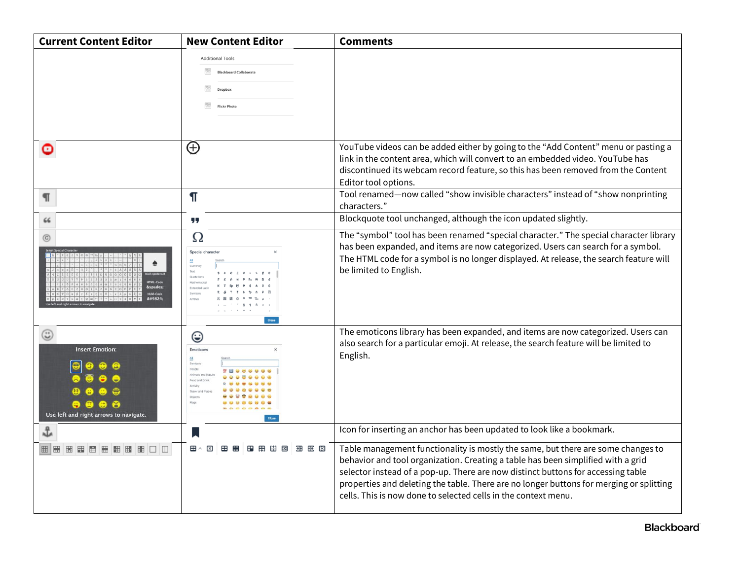| Current Content Editor | New Content Editor | Comments |
|---|---|---|
| | Additional Tools<br>Blackboard Collaborate<br>Dropbox<br>Flickr Photo | |
| | | YouTube videos can be added either by going to the “Add Content” menu or pasting a link in the content area, which will convert to an embedded video. YouTube has discontinued its webcam record feature, so this has been removed from the Content Editor tool options. |
| ¶ | ¶ | Tool renamed—now called “show invisible characters” instead of “show nonprinting characters.” |
| “ | ” | Blockquote tool unchanged, although the icon updated slightly. |
| © | Ω | The “symbol” tool has been renamed “special character.” The special character library has been expanded, and items are now categorized. Users can search for a symbol. The HTML code for a symbol is no longer displayed. At release, the search feature will be limited to English. |
| Insert Emotion:<br>Use left and right arrows to navigate. | Emoticons | The emoticons library has been expanded, and items are now categorized. Users can also search for a particular emoji. At release, the search feature will be limited to English. |
| | | Icon for inserting an anchor has been updated to look like a bookmark. |
| | | Table management functionality is mostly the same, but there are some changes to behavior and tool organization. Creating a table has been simplified with a grid selector instead of a pop-up. There are now distinct buttons for accessing table properties and deleting the table. There are no longer buttons for merging or splitting cells. This is now done to selected cells in the context menu. |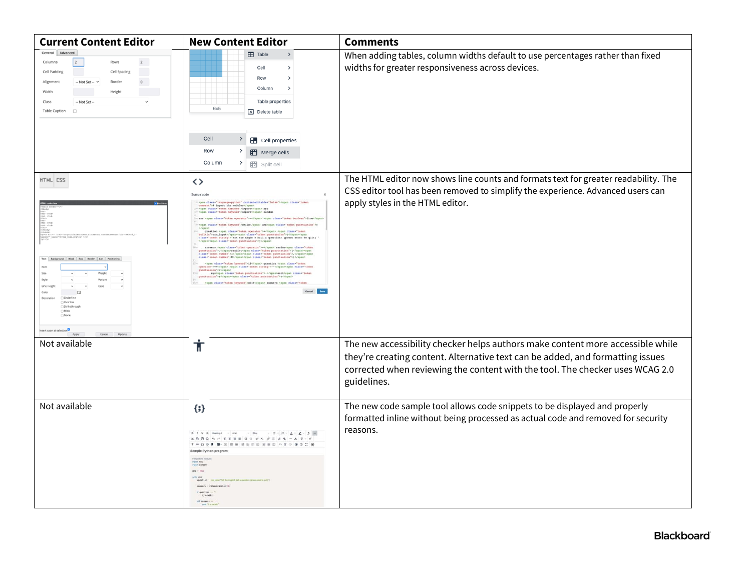| Current Content Editor | New Content Editor | Comments |
|---|---|---|
| | | When adding tables, column widths default to use percentages rather than fixed widths for greater responsiveness across devices. |
| | | The HTML editor now shows line counts and formats text for greater readability. The CSS editor tool has been removed to simplify the experience. Advanced users can apply styles in the HTML editor. |
| Not available | | The new accessibility checker helps authors make content more accessible while they're creating content. Alternative text can be added, and formatting issues corrected when reviewing the content with the tool. The checker uses WCAG 2.0 guidelines. |
| Not available | | The new code sample tool allows code snippets to be displayed and properly formatted inline without being processed as actual code and removed for security reasons. |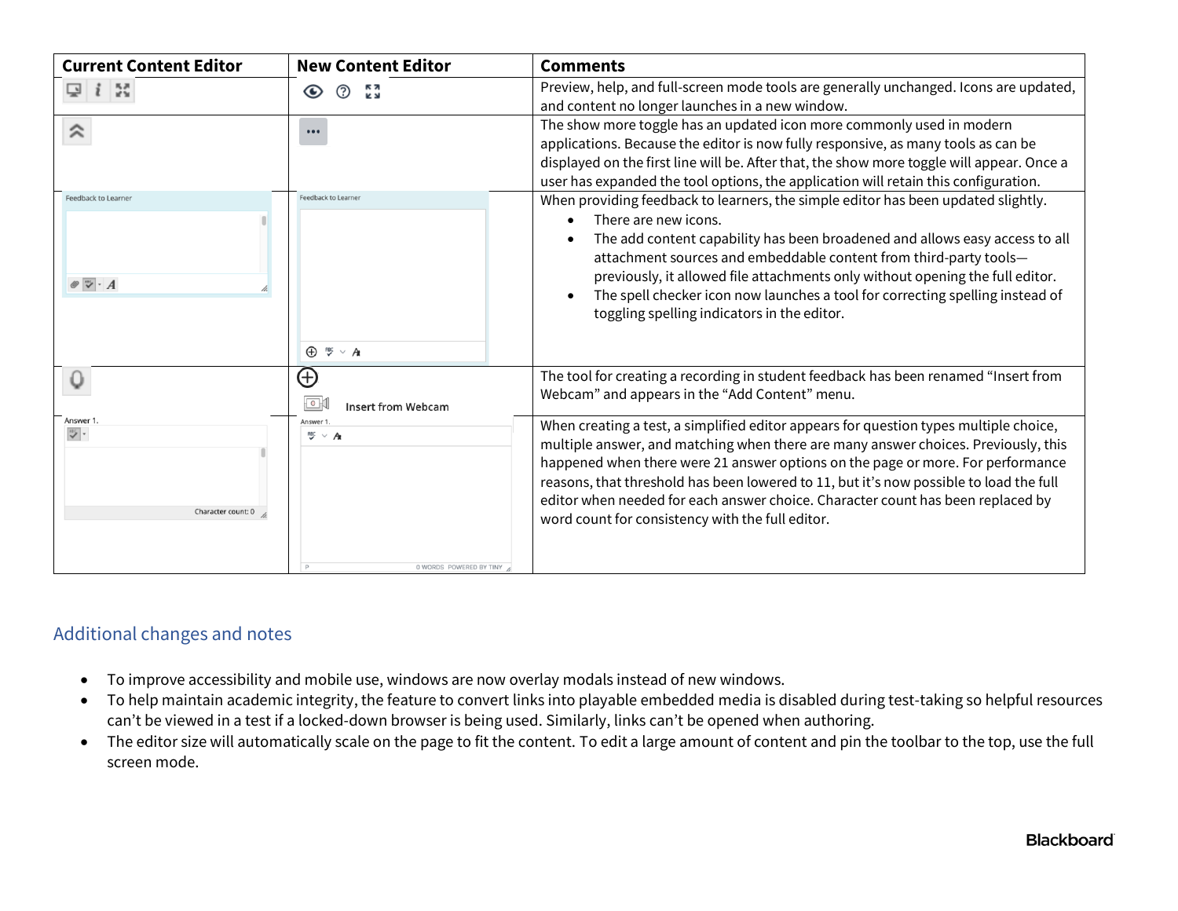| Current Content Editor | New Content Editor | Comments |
|---|---|---|
| | | Preview, help, and full-screen mode tools are generally unchanged. Icons are updated, and content no longer launches in a new window. |
| | | The show more toggle has an updated icon more commonly used in modern applications. Because the editor is now fully responsive, as many tools as can be displayed on the first line will be. After that, the show more toggle will appear. Once a user has expanded the tool options, the application will retain this configuration. |
| Feedback to Learner | Feedback to Learner | When providing feedback to learners, the simple editor has been updated slightly.<br>• There are new icons.<br>• The add content capability has been broadened and allows easy access to all attachment sources and embeddable content from third-party tools—previously, it allowed file attachments only without opening the full editor.<br>• The spell checker icon now launches a tool for correcting spelling instead of toggling spelling indicators in the editor. |
| | Insert from Webcam | The tool for creating a recording in student feedback has been renamed "Insert from Webcam" and appears in the "Add Content" menu. |
| Answer 1.<br>Character count: 0 | Answer 1.<br>P 0 WORDS POWERED BY TINY | When creating a test, a simplified editor appears for question types multiple choice, multiple answer, and matching when there are many answer choices. Previously, this happened when there were 21 answer options on the page or more. For performance reasons, that threshold has been lowered to 11, but it's now possible to load the full editor when needed for each answer choice. Character count has been replaced by word count for consistency with the full editor. |

## Additional changes and notes

- To improve accessibility and mobile use, windows are now overlay modals instead of new windows.
- To help maintain academic integrity, the feature to convert links into playable embedded media is disabled during test-taking so helpful resources can't be viewed in a test if a locked-down browser is being used. Similarly, links can't be opened when authoring.
- The editor size will automatically scale on the page to fit the content. To edit a large amount of content and pin the toolbar to the top, use the full screen mode.